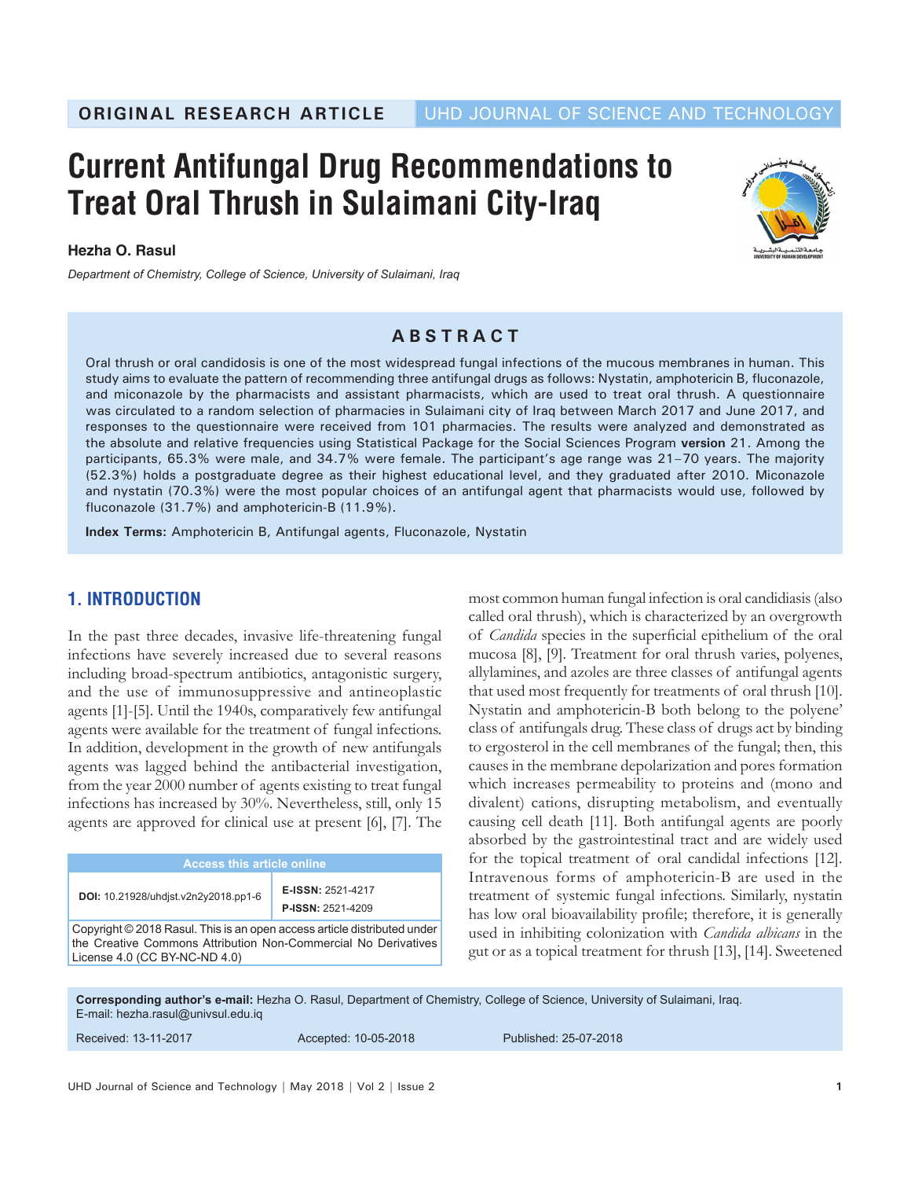ORIGINAL RESEARCH ARTICLE

# Current Antifungal Drug Recommendations to Treat Oral Thrush in Sulaimani City-Iraq

**Hezha O. Rasul**

*Department of Chemistry, College of Science, University of Sulaimani, Iraq*

## ABSTRACT

Oral thrush or oral candidosis is one of the most widespread fungal infections of the mucous membranes in human. This study aims to evaluate the pattern of recommending three antifungal drugs as follows: Nystatin, amphotericin B, fluconazole, and miconazole by the pharmacists and assistant pharmacists, which are used to treat oral thrush. A questionnaire was circulated to a random selection of pharmacies in Sulaimani city of Iraq between March 2017 and June 2017, and responses to the questionnaire were received from 101 pharmacies. The results were analyzed and demonstrated as the absolute and relative frequencies using Statistical Package for the Social Sciences Program **version** 21. Among the participants, 65.3% were male, and 34.7% were female. The participant's age range was 21–70 years. The majority (52.3%) holds a postgraduate degree as their highest educational level, and they graduated after 2010. Miconazole and nystatin (70.3%) were the most popular choices of an antifungal agent that pharmacists would use, followed by fluconazole (31.7%) and amphotericin-B (11.9%).

**Index Terms:** Amphotericin B, Antifungal agents, Fluconazole, Nystatin

## 1. INTRODUCTION

In the past three decades, invasive life-threatening fungal infections have severely increased due to several reasons including broad-spectrum antibiotics, antagonistic surgery, and the use of immunosuppressive and antineoplastic agents [1]-[5]. Until the 1940s, comparatively few antifungal agents were available for the treatment of fungal infections. In addition, development in the growth of new antifungals agents was lagged behind the antibacterial investigation, from the year 2000 number of agents existing to treat fungal infections has increased by 30%. Nevertheless, still, only 15 agents are approved for clinical use at present [6], [7]. The most common human fungal infection is oral candidiasis (also called oral thrush), which is characterized by an overgrowth of *Candida* species in the superficial epithelium of the oral mucosa [8], [9]. Treatment for oral thrush varies, polyenes, allylamines, and azoles are three classes of antifungal agents that used most frequently for treatments of oral thrush [10]. Nystatin and amphotericin-B both belong to the polyene' class of antifungals drug. These class of drugs act by binding to ergosterol in the cell membranes of the fungal; then, this causes in the membrane depolarization and pores formation which increases permeability to proteins and (mono and divalent) cations, disrupting metabolism, and eventually causing cell death [11]. Both antifungal agents are poorly absorbed by the gastrointestinal tract and are widely used for the topical treatment of oral candidal infections [12]. Intravenous forms of amphotericin-B are used in the treatment of systemic fungal infections. Similarly, nystatin has low oral bioavailability profile; therefore, it is generally used in inhibiting colonization with *Candida albicans* in the gut or as a topical treatment for thrush [13], [14]. Sweetened

| Access this article online | |
|---|---|
| DOI: 10.21928/uhdjst.v2n2y2018.pp1-6 | E-ISSN: 2521-4217<br>P-ISSN: 2521-4209 |
| Copyright © 2018 Rasul. This is an open access article distributed under the Creative Commons Attribution Non-Commercial No Derivatives License 4.0 (CC BY-NC-ND 4.0) | |

**Corresponding author's e-mail:** Hezha O. Rasul, Department of Chemistry, College of Science, University of Sulaimani, Iraq. E-mail: hezha.rasul@univsul.edu.iq

Received: 13-11-2017 Accepted: 10-05-2018 Published: 25-07-2018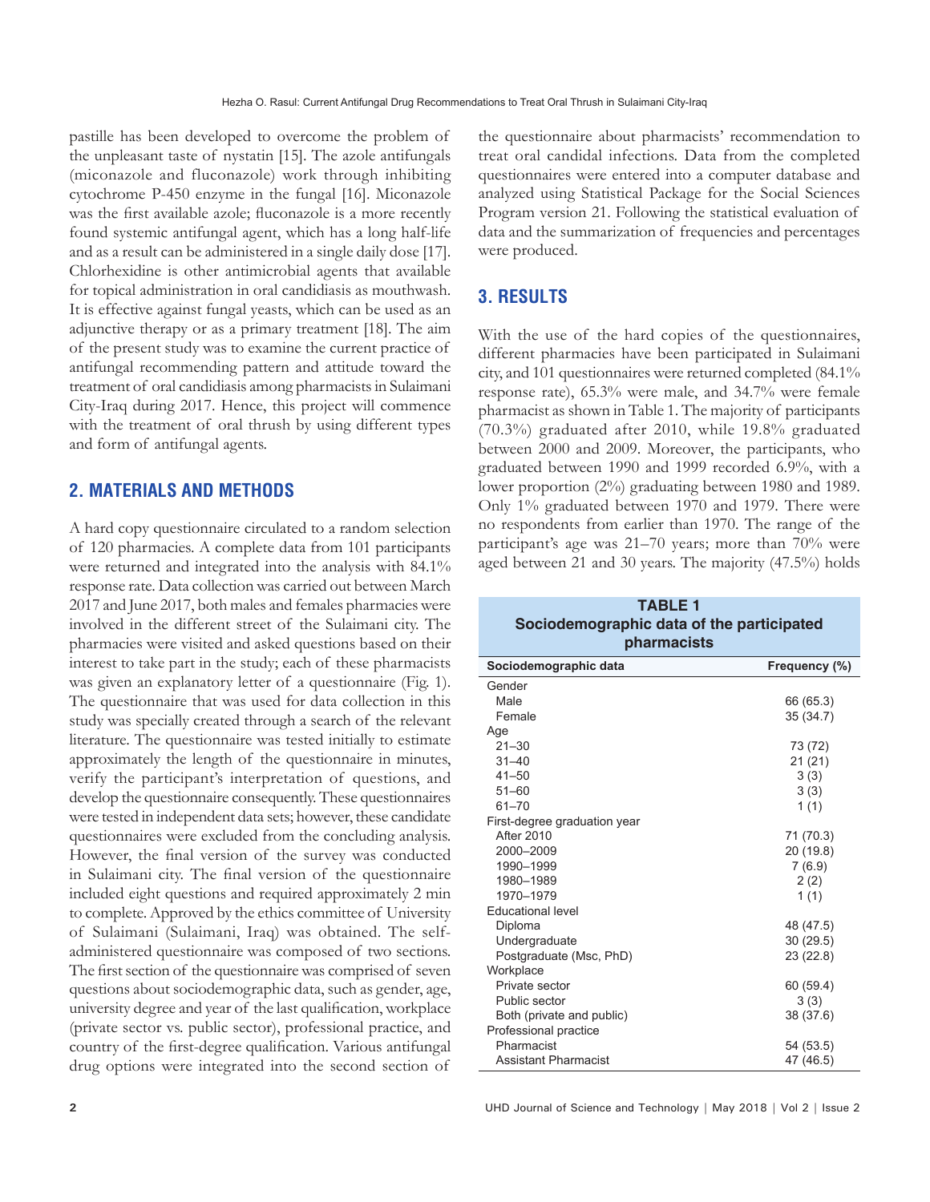pastille has been developed to overcome the problem of the unpleasant taste of nystatin [15]. The azole antifungals (miconazole and fluconazole) work through inhibiting cytochrome P-450 enzyme in the fungal [16]. Miconazole was the first available azole; fluconazole is a more recently found systemic antifungal agent, which has a long half-life and as a result can be administered in a single daily dose [17]. Chlorhexidine is other antimicrobial agents that available for topical administration in oral candidiasis as mouthwash. It is effective against fungal yeasts, which can be used as an adjunctive therapy or as a primary treatment [18]. The aim of the present study was to examine the current practice of antifungal recommending pattern and attitude toward the treatment of oral candidiasis among pharmacists in Sulaimani City-Iraq during 2017. Hence, this project will commence with the treatment of oral thrush by using different types and form of antifungal agents.

## 2. MATERIALS AND METHODS

A hard copy questionnaire circulated to a random selection of 120 pharmacies. A complete data from 101 participants were returned and integrated into the analysis with 84.1% response rate. Data collection was carried out between March 2017 and June 2017, both males and females pharmacies were involved in the different street of the Sulaimani city. The pharmacies were visited and asked questions based on their interest to take part in the study; each of these pharmacists was given an explanatory letter of a questionnaire (Fig. 1). The questionnaire that was used for data collection in this study was specially created through a search of the relevant literature. The questionnaire was tested initially to estimate approximately the length of the questionnaire in minutes, verify the participant's interpretation of questions, and develop the questionnaire consequently. These questionnaires were tested in independent data sets; however, these candidate questionnaires were excluded from the concluding analysis. However, the final version of the survey was conducted in Sulaimani city. The final version of the questionnaire included eight questions and required approximately 2 min to complete. Approved by the ethics committee of University of Sulaimani (Sulaimani, Iraq) was obtained. The self-administered questionnaire was composed of two sections. The first section of the questionnaire was comprised of seven questions about sociodemographic data, such as gender, age, university degree and year of the last qualification, workplace (private sector vs. public sector), professional practice, and country of the first-degree qualification. Various antifungal drug options were integrated into the second section of the questionnaire about pharmacists' recommendation to treat oral candidal infections. Data from the completed questionnaires were entered into a computer database and analyzed using Statistical Package for the Social Sciences Program version 21. Following the statistical evaluation of data and the summarization of frequencies and percentages were produced.

## 3. RESULTS

With the use of the hard copies of the questionnaires, different pharmacies have been participated in Sulaimani city, and 101 questionnaires were returned completed (84.1% response rate), 65.3% were male, and 34.7% were female pharmacist as shown in Table 1. The majority of participants (70.3%) graduated after 2010, while 19.8% graduated between 2000 and 2009. Moreover, the participants, who graduated between 1990 and 1999 recorded 6.9%, with a lower proportion (2%) graduating between 1980 and 1989. Only 1% graduated between 1970 and 1979. There were no respondents from earlier than 1970. The range of the participant's age was 21–70 years; more than 70% were aged between 21 and 30 years. The majority (47.5%) holds

**TABLE 1**
**Sociodemographic data of the participated pharmacists**

| Sociodemographic data | Frequency (%) |
|---|---|
| Gender | |
| Male | 66 (65.3) |
| Female | 35 (34.7) |
| Age | |
| 21–30 | 73 (72) |
| 31–40 | 21 (21) |
| 41–50 | 3 (3) |
| 51–60 | 3 (3) |
| 61–70 | 1 (1) |
| First-degree graduation year | |
| After 2010 | 71 (70.3) |
| 2000–2009 | 20 (19.8) |
| 1990–1999 | 7 (6.9) |
| 1980–1989 | 2 (2) |
| 1970–1979 | 1 (1) |
| Educational level | |
| Diploma | 48 (47.5) |
| Undergraduate | 30 (29.5) |
| Postgraduate (Msc, PhD) | 23 (22.8) |
| Workplace | |
| Private sector | 60 (59.4) |
| Public sector | 3 (3) |
| Both (private and public) | 38 (37.6) |
| Professional practice | |
| Pharmacist | 54 (53.5) |
| Assistant Pharmacist | 47 (46.5) |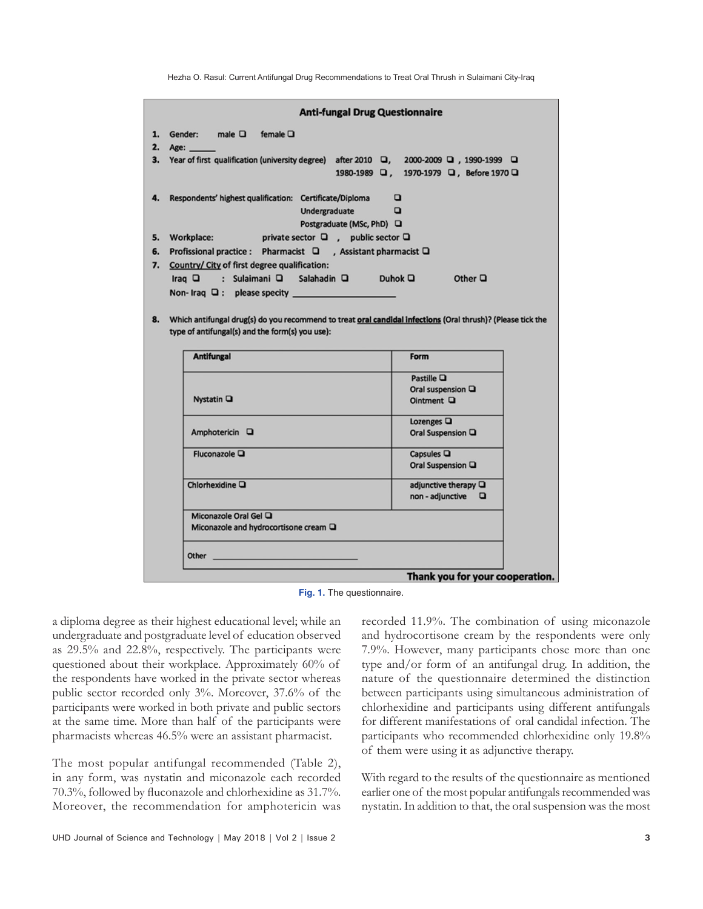**Anti-fungal Drug Questionnaire**

1. Gender: male ❑ female ❑
2. Age: ______
3. Year of first qualification (university degree) after 2010 ❑, 2000-2009 ❑, 1990-1999 ❑ 1980-1989 ❑, 1970-1979 ❑, Before 1970 ❑
4. Respondents' highest qualification: Certificate/Diploma ❑ Undergraduate ❑ Postgraduate (MSc, PhD) ❑
5. Workplace: private sector ❑ , public sector ❑
6. Profissional practice : Pharmacist ❑ , Assistant pharmacist ❑
7. Country/ City of first degree qualification:
   Iraq ❑ : Sulaimani ❑ Salahadin ❑ Duhok ❑ Other ❑
   Non- Iraq ❑ : please specity ____________________
8. Which antifungal drug(s) do you recommend to treat oral candidal infections (Oral thrush)? (Please tick the type of antifungal(s) and the form(s) you use):

| Antifungal | Form |
|---|---|
| Nystatin ❑ | Pastille ❑ Oral suspension ❑ Ointment ❑ |
| Amphotericin ❑ | Lozenges ❑ Oral Suspension ❑ |
| Fluconazole ❑ | Capsules ❑ Oral Suspension ❑ |
| Chlorhexidine ❑ | adjunctive therapy ❑ non - adjunctive ❑ |
| Miconazole Oral Gel ❑ Miconazole and hydrocortisone cream ❑ | |
| Other ______________________________ | |

**Thank you for your cooperation.**

Fig. 1. The questionnaire.

a diploma degree as their highest educational level; while an undergraduate and postgraduate level of education observed as 29.5% and 22.8%, respectively. The participants were questioned about their workplace. Approximately 60% of the respondents have worked in the private sector whereas public sector recorded only 3%. Moreover, 37.6% of the participants were worked in both private and public sectors at the same time. More than half of the participants were pharmacists whereas 46.5% were an assistant pharmacist.

The most popular antifungal recommended (Table 2), in any form, was nystatin and miconazole each recorded 70.3%, followed by fluconazole and chlorhexidine as 31.7%. Moreover, the recommendation for amphotericin was recorded 11.9%. The combination of using miconazole and hydrocortisone cream by the respondents were only 7.9%. However, many participants chose more than one type and/or form of an antifungal drug. In addition, the nature of the questionnaire determined the distinction between participants using simultaneous administration of chlorhexidine and participants using different antifungals for different manifestations of oral candidal infection. The participants who recommended chlorhexidine only 19.8% of them were using it as adjunctive therapy.

With regard to the results of the questionnaire as mentioned earlier one of the most popular antifungals recommended was nystatin. In addition to that, the oral suspension was the most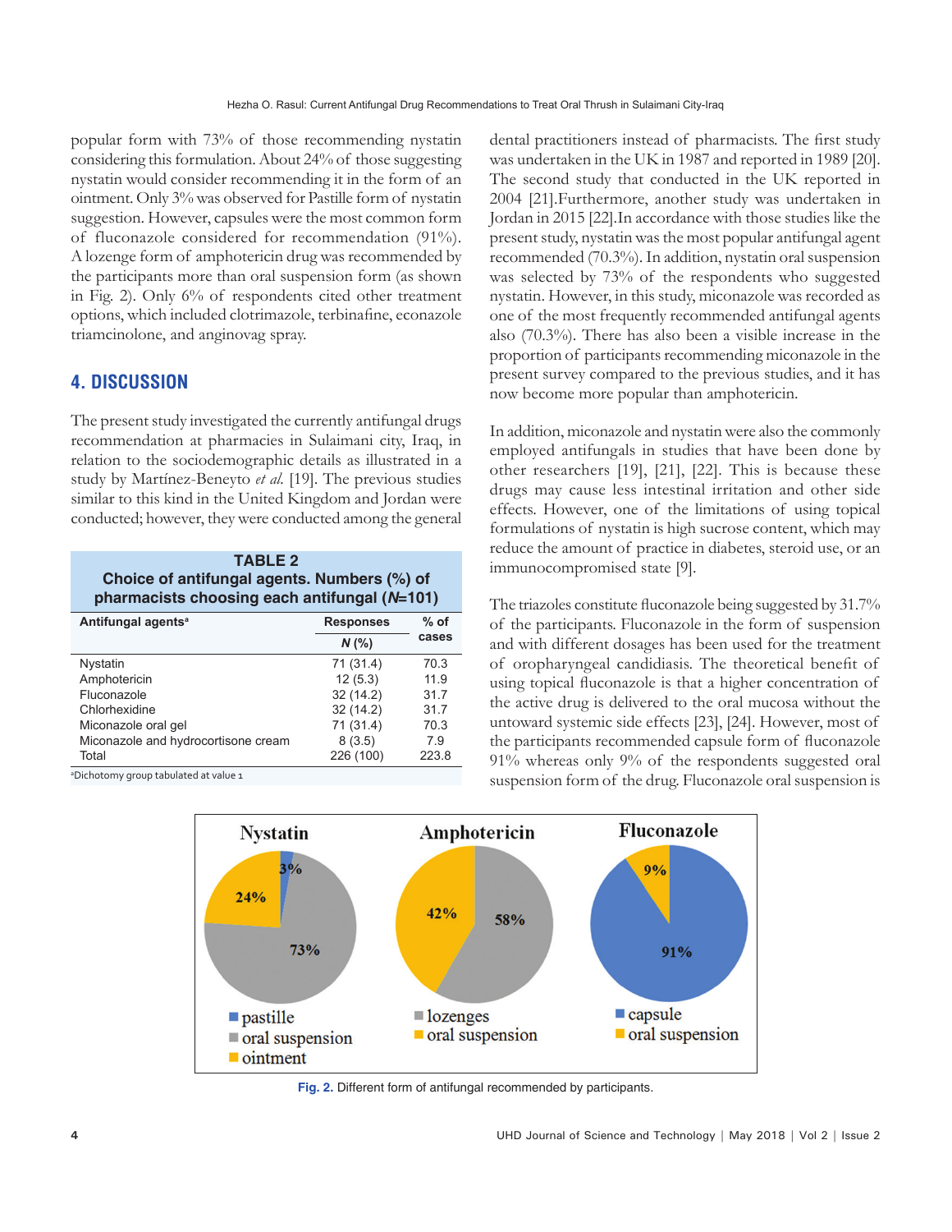popular form with 73% of those recommending nystatin considering this formulation. About 24% of those suggesting nystatin would consider recommending it in the form of an ointment. Only 3% was observed for Pastille form of nystatin suggestion. However, capsules were the most common form of fluconazole considered for recommendation (91%). A lozenge form of amphotericin drug was recommended by the participants more than oral suspension form (as shown in Fig. 2). Only 6% of respondents cited other treatment options, which included clotrimazole, terbinafine, econazole triamcinolone, and anginovag spray.

## 4. DISCUSSION

The present study investigated the currently antifungal drugs recommendation at pharmacies in Sulaimani city, Iraq, in relation to the sociodemographic details as illustrated in a study by Martínez-Beneyto *et al.* [19]. The previous studies similar to this kind in the United Kingdom and Jordan were conducted; however, they were conducted among the general

**TABLE 2**
**Choice of antifungal agents. Numbers (%) of pharmacists choosing each antifungal (*N*=101)**

| Antifungal agents[a] | Responses *N* (%) | % of cases |
|---|---|---|
| Nystatin | 71 (31.4) | 70.3 |
| Amphotericin | 12 (5.3) | 11.9 |
| Fluconazole | 32 (14.2) | 31.7 |
| Chlorhexidine | 32 (14.2) | 31.7 |
| Miconazole oral gel | 71 (31.4) | 70.3 |
| Miconazole and hydrocortisone cream | 8 (3.5) | 7.9 |
| Total | 226 (100) | 223.8 |

[a]Dichotomy group tabulated at value 1

dental practitioners instead of pharmacists. The first study was undertaken in the UK in 1987 and reported in 1989 [20]. The second study that conducted in the UK reported in 2004 [21].Furthermore, another study was undertaken in Jordan in 2015 [22].In accordance with those studies like the present study, nystatin was the most popular antifungal agent recommended (70.3%). In addition, nystatin oral suspension was selected by 73% of the respondents who suggested nystatin. However, in this study, miconazole was recorded as one of the most frequently recommended antifungal agents also (70.3%). There has also been a visible increase in the proportion of participants recommending miconazole in the present survey compared to the previous studies, and it has now become more popular than amphotericin.

In addition, miconazole and nystatin were also the commonly employed antifungals in studies that have been done by other researchers [19], [21], [22]. This is because these drugs may cause less intestinal irritation and other side effects. However, one of the limitations of using topical formulations of nystatin is high sucrose content, which may reduce the amount of practice in diabetes, steroid use, or an immunocompromised state [9].

The triazoles constitute fluconazole being suggested by 31.7% of the participants. Fluconazole in the form of suspension and with different dosages has been used for the treatment of oropharyngeal candidiasis. The theoretical benefit of using topical fluconazole is that a higher concentration of the active drug is delivered to the oral mucosa without the untoward systemic side effects [23], [24]. However, most of the participants recommended capsule form of fluconazole 91% whereas only 9% of the respondents suggested oral suspension form of the drug. Fluconazole oral suspension is

Fig. 2. Different form of antifungal recommended by participants.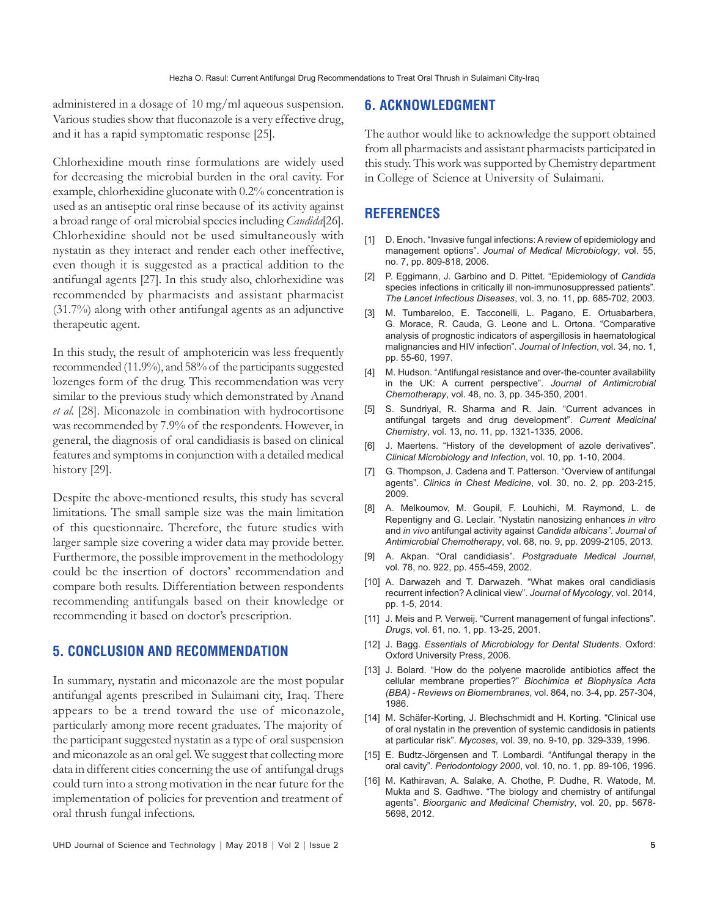administered in a dosage of 10 mg/ml aqueous suspension. Various studies show that fluconazole is a very effective drug, and it has a rapid symptomatic response [25].

Chlorhexidine mouth rinse formulations are widely used for decreasing the microbial burden in the oral cavity. For example, chlorhexidine gluconate with 0.2% concentration is used as an antiseptic oral rinse because of its activity against a broad range of oral microbial species including *Candida*[26]. Chlorhexidine should not be used simultaneously with nystatin as they interact and render each other ineffective, even though it is suggested as a practical addition to the antifungal agents [27]. In this study also, chlorhexidine was recommended by pharmacists and assistant pharmacist (31.7%) along with other antifungal agents as an adjunctive therapeutic agent.

In this study, the result of amphotericin was less frequently recommended (11.9%), and 58% of the participants suggested lozenges form of the drug. This recommendation was very similar to the previous study which demonstrated by Anand *et al.* [28]. Miconazole in combination with hydrocortisone was recommended by 7.9% of the respondents. However, in general, the diagnosis of oral candidiasis is based on clinical features and symptoms in conjunction with a detailed medical history [29].

Despite the above-mentioned results, this study has several limitations. The small sample size was the main limitation of this questionnaire. Therefore, the future studies with larger sample size covering a wider data may provide better. Furthermore, the possible improvement in the methodology could be the insertion of doctors' recommendation and compare both results. Differentiation between respondents recommending antifungals based on their knowledge or recommending it based on doctor's prescription.

## 5. CONCLUSION AND RECOMMENDATION

In summary, nystatin and miconazole are the most popular antifungal agents prescribed in Sulaimani city, Iraq. There appears to be a trend toward the use of miconazole, particularly among more recent graduates. The majority of the participant suggested nystatin as a type of oral suspension and miconazole as an oral gel. We suggest that collecting more data in different cities concerning the use of antifungal drugs could turn into a strong motivation in the near future for the implementation of policies for prevention and treatment of oral thrush fungal infections.

## 6. ACKNOWLEDGMENT

The author would like to acknowledge the support obtained from all pharmacists and assistant pharmacists participated in this study. This work was supported by Chemistry department in College of Science at University of Sulaimani.

## REFERENCES

[1] D. Enoch. "Invasive fungal infections: A review of epidemiology and management options". *Journal of Medical Microbiology*, vol. 55, no. 7, pp. 809-818, 2006.

[2] P. Eggimann, J. Garbino and D. Pittet. "Epidemiology of *Candida* species infections in critically ill non-immunosuppressed patients". *The Lancet Infectious Diseases*, vol. 3, no. 11, pp. 685-702, 2003.

[3] M. Tumbareloo, E. Tacconelli, L. Pagano, E. Ortuabarbera, G. Morace, R. Cauda, G. Leone and L. Ortona. "Comparative analysis of prognostic indicators of aspergillosis in haematological malignancies and HIV infection". *Journal of Infection*, vol. 34, no. 1, pp. 55-60, 1997.

[4] M. Hudson. "Antifungal resistance and over-the-counter availability in the UK: A current perspective". *Journal of Antimicrobial Chemotherapy*, vol. 48, no. 3, pp. 345-350, 2001.

[5] S. Sundriyal, R. Sharma and R. Jain. "Current advances in antifungal targets and drug development". *Current Medicinal Chemistry*, vol. 13, no. 11, pp. 1321-1335, 2006.

[6] J. Maertens. "History of the development of azole derivatives". *Clinical Microbiology and Infection*, vol. 10, pp. 1-10, 2004.

[7] G. Thompson, J. Cadena and T. Patterson. "Overview of antifungal agents". *Clinics in Chest Medicine*, vol. 30, no. 2, pp. 203-215, 2009.

[8] A. Melkoumov, M. Goupil, F. Louhichi, M. Raymond, L. de Repentigny and G. Leclair. "Nystatin nanosizing enhances *in vitro* and *in vivo* antifungal activity against *Candida albicans*". *Journal of Antimicrobial Chemotherapy*, vol. 68, no. 9, pp. 2099-2105, 2013.

[9] A. Akpan. "Oral candidiasis". *Postgraduate Medical Journal*, vol. 78, no. 922, pp. 455-459, 2002.

[10] A. Darwazeh and T. Darwazeh. "What makes oral candidiasis recurrent infection? A clinical view". *Journal of Mycology*, vol. 2014, pp. 1-5, 2014.

[11] J. Meis and P. Verweij. "Current management of fungal infections". *Drugs*, vol. 61, no. 1, pp. 13-25, 2001.

[12] J. Bagg. *Essentials of Microbiology for Dental Students*. Oxford: Oxford University Press, 2006.

[13] J. Bolard. "How do the polyene macrolide antibiotics affect the cellular membrane properties?" *Biochimica et Biophysica Acta (BBA) - Reviews on Biomembranes*, vol. 864, no. 3-4, pp. 257-304, 1986.

[14] M. Schäfer-Korting, J. Blechschmidt and H. Korting. "Clinical use of oral nystatin in the prevention of systemic candidosis in patients at particular risk". *Mycoses*, vol. 39, no. 9-10, pp. 329-339, 1996.

[15] E. Budtz-Jörgensen and T. Lombardi. "Antifungal therapy in the oral cavity". *Periodontology 2000*, vol. 10, no. 1, pp. 89-106, 1996.

[16] M. Kathiravan, A. Salake, A. Chothe, P. Dudhe, R. Watode, M. Mukta and S. Gadhwe. "The biology and chemistry of antifungal agents". *Bioorganic and Medicinal Chemistry*, vol. 20, pp. 5678-5698, 2012.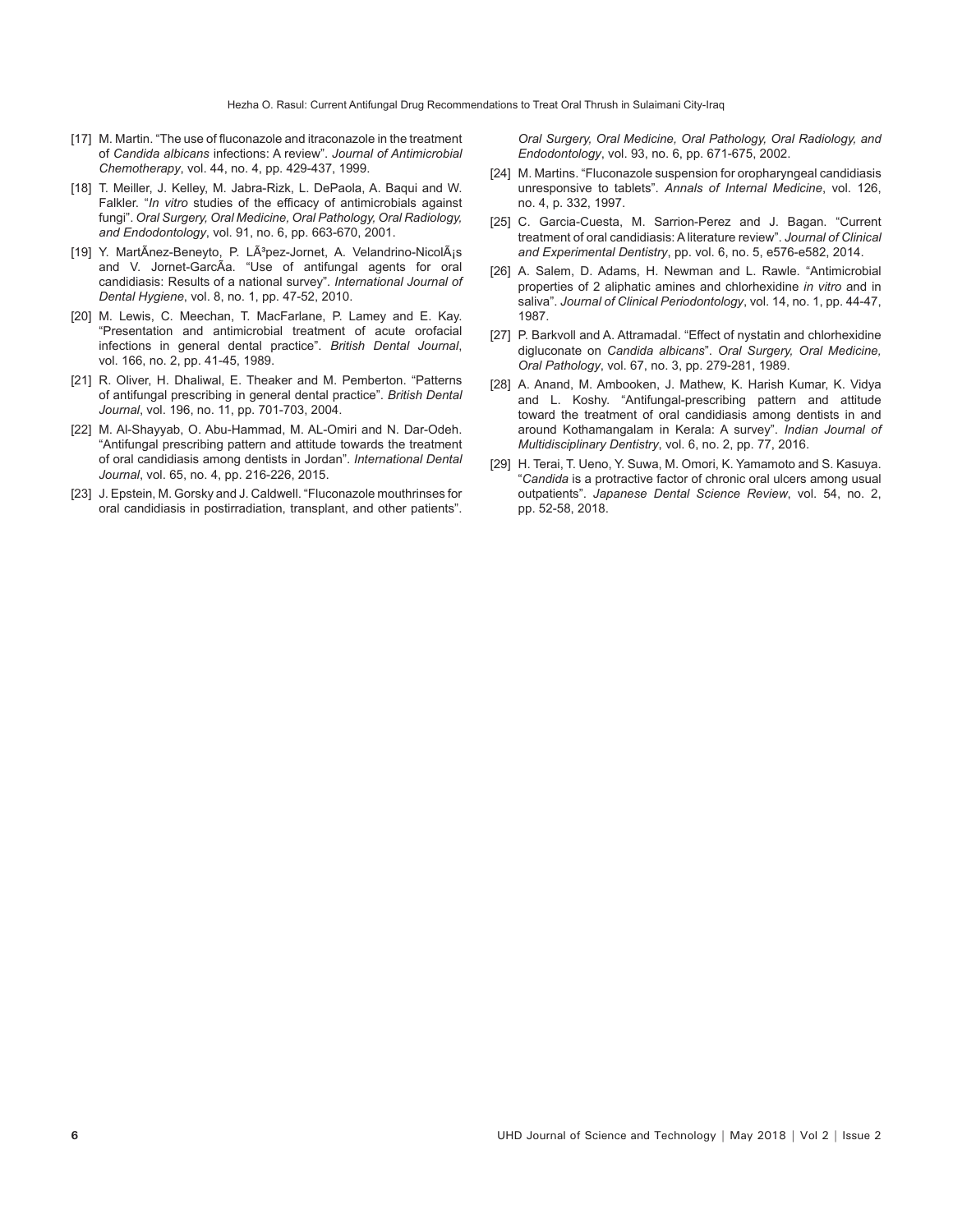[17] M. Martin. "The use of fluconazole and itraconazole in the treatment of *Candida albicans* infections: A review". *Journal of Antimicrobial Chemotherapy*, vol. 44, no. 4, pp. 429-437, 1999.

[18] T. Meiller, J. Kelley, M. Jabra-Rizk, L. DePaola, A. Baqui and W. Falkler. "*In vitro* studies of the efficacy of antimicrobials against fungi". *Oral Surgery, Oral Medicine, Oral Pathology, Oral Radiology, and Endodontology*, vol. 91, no. 6, pp. 663-670, 2001.

[19] Y. MartÃnez-Beneyto, P. LÃ³pez-Jornet, A. Velandrino-NicolÃ¡s and V. Jornet-GarcÃa. "Use of antifungal agents for oral candidiasis: Results of a national survey". *International Journal of Dental Hygiene*, vol. 8, no. 1, pp. 47-52, 2010.

[20] M. Lewis, C. Meechan, T. MacFarlane, P. Lamey and E. Kay. "Presentation and antimicrobial treatment of acute orofacial infections in general dental practice". *British Dental Journal*, vol. 166, no. 2, pp. 41-45, 1989.

[21] R. Oliver, H. Dhaliwal, E. Theaker and M. Pemberton. "Patterns of antifungal prescribing in general dental practice". *British Dental Journal*, vol. 196, no. 11, pp. 701-703, 2004.

[22] M. Al-Shayyab, O. Abu-Hammad, M. AL-Omiri and N. Dar-Odeh. "Antifungal prescribing pattern and attitude towards the treatment of oral candidiasis among dentists in Jordan". *International Dental Journal*, vol. 65, no. 4, pp. 216-226, 2015.

[23] J. Epstein, M. Gorsky and J. Caldwell. "Fluconazole mouthrinses for oral candidiasis in postirradiation, transplant, and other patients". *Oral Surgery, Oral Medicine, Oral Pathology, Oral Radiology, and Endodontology*, vol. 93, no. 6, pp. 671-675, 2002.

[24] M. Martins. "Fluconazole suspension for oropharyngeal candidiasis unresponsive to tablets". *Annals of Internal Medicine*, vol. 126, no. 4, p. 332, 1997.

[25] C. Garcia-Cuesta, M. Sarrion-Perez and J. Bagan. "Current treatment of oral candidiasis: A literature review". *Journal of Clinical and Experimental Dentistry*, pp. vol. 6, no. 5, e576-e582, 2014.

[26] A. Salem, D. Adams, H. Newman and L. Rawle. "Antimicrobial properties of 2 aliphatic amines and chlorhexidine *in vitro* and in saliva". *Journal of Clinical Periodontology*, vol. 14, no. 1, pp. 44-47, 1987.

[27] P. Barkvoll and A. Attramadal. "Effect of nystatin and chlorhexidine digluconate on *Candida albicans*". *Oral Surgery, Oral Medicine, Oral Pathology*, vol. 67, no. 3, pp. 279-281, 1989.

[28] A. Anand, M. Ambooken, J. Mathew, K. Harish Kumar, K. Vidya and L. Koshy. "Antifungal-prescribing pattern and attitude toward the treatment of oral candidiasis among dentists in and around Kothamangalam in Kerala: A survey". *Indian Journal of Multidisciplinary Dentistry*, vol. 6, no. 2, pp. 77, 2016.

[29] H. Terai, T. Ueno, Y. Suwa, M. Omori, K. Yamamoto and S. Kasuya. "*Candida* is a protractive factor of chronic oral ulcers among usual outpatients". *Japanese Dental Science Review*, vol. 54, no. 2, pp. 52-58, 2018.